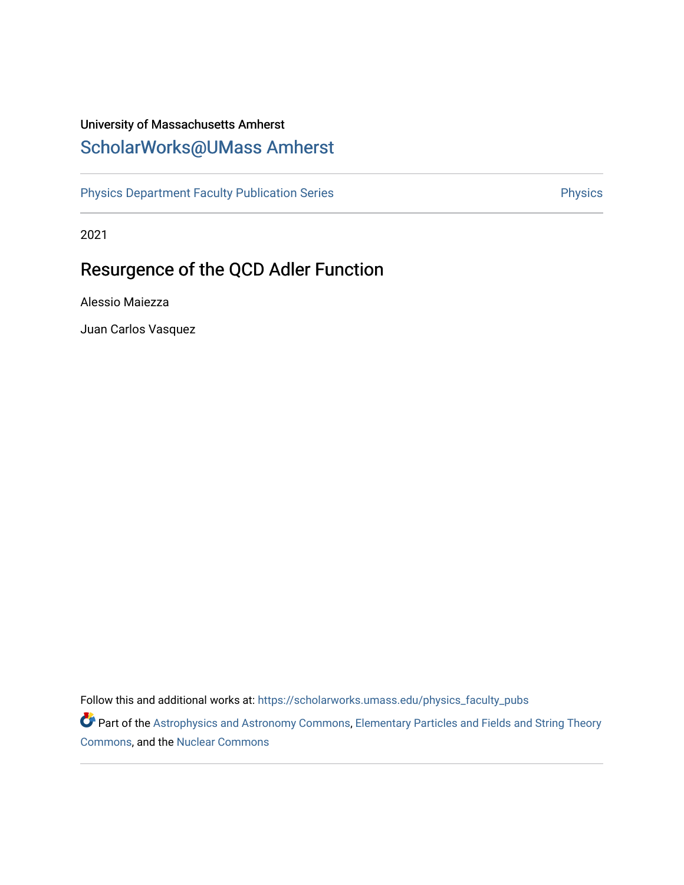University of Massachusetts Amherst

ScholarWorks@UMass Amherst

Physics Department Faculty Publication Series | Physics

2021

# Resurgence of the QCD Adler Function

Alessio Maiezza

Juan Carlos Vasquez

Follow this and additional works at: https://scholarworks.umass.edu/physics_faculty_pubs

Part of the Astrophysics and Astronomy Commons, Elementary Particles and Fields and String Theory Commons, and the Nuclear Commons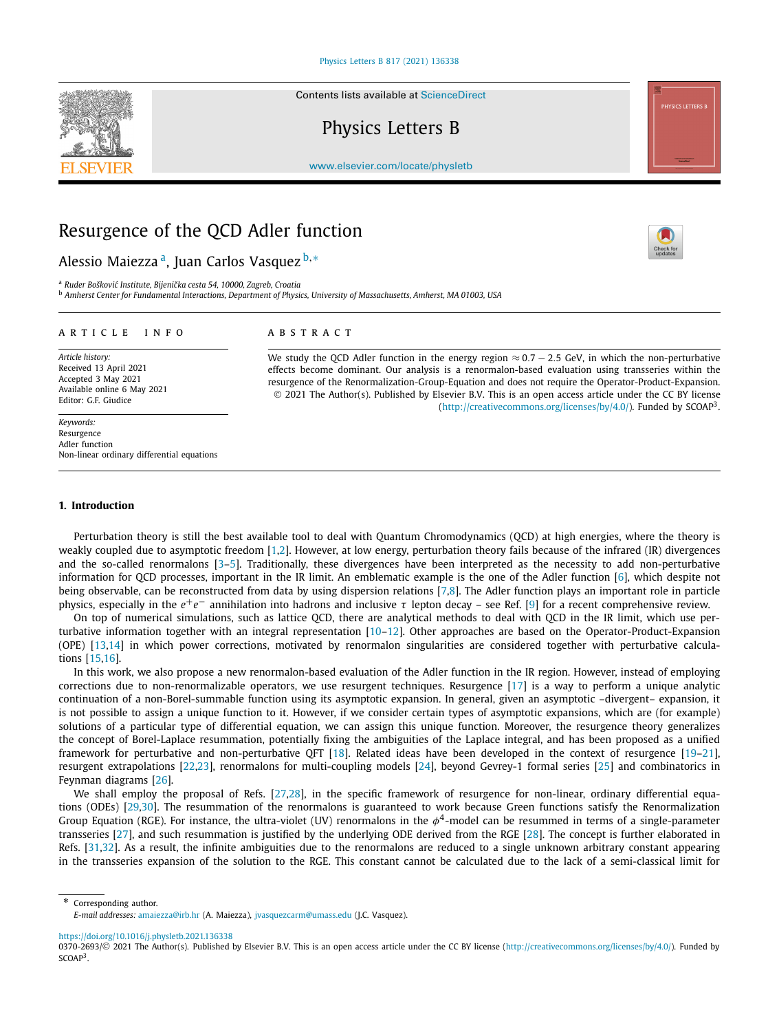# Resurgence of the QCD Adler function

Alessio Maiezza [a], Juan Carlos Vasquez [b,*]

[a] Ruđer Bošković Institute, Bijenička cesta 54, 10000, Zagreb, Croatia

[b] Amherst Center for Fundamental Interactions, Department of Physics, University of Massachusetts, Amherst, MA 01003, USA

**ARTICLE INFO**

*Article history:*
Received 13 April 2021
Accepted 3 May 2021
Available online 6 May 2021
Editor: G.F. Giudice

*Keywords:*
Resurgence
Adler function
Non-linear ordinary differential equations

**ABSTRACT**

We study the QCD Adler function in the energy region $\approx 0.7 - 2.5$ GeV, in which the non-perturbative effects become dominant. Our analysis is a renormalon-based evaluation using transseries within the resurgence of the Renormalization-Group-Equation and does not require the Operator-Product-Expansion.

© 2021 The Author(s). Published by Elsevier B.V. This is an open access article under the CC BY license (http://creativecommons.org/licenses/by/4.0/). Funded by SCOAP³.

## 1. Introduction

Perturbation theory is still the best available tool to deal with Quantum Chromodynamics (QCD) at high energies, where the theory is weakly coupled due to asymptotic freedom [1,2]. However, at low energy, perturbation theory fails because of the infrared (IR) divergences and the so-called renormalons [3–5]. Traditionally, these divergences have been interpreted as the necessity to add non-perturbative information for QCD processes, important in the IR limit. An emblematic example is the one of the Adler function [6], which despite not being observable, can be reconstructed from data by using dispersion relations [7,8]. The Adler function plays an important role in particle physics, especially in the $e^+e^-$ annihilation into hadrons and inclusive $\tau$ lepton decay – see Ref. [9] for a recent comprehensive review.

On top of numerical simulations, such as lattice QCD, there are analytical methods to deal with QCD in the IR limit, which use perturbative information together with an integral representation [10–12]. Other approaches are based on the Operator-Product-Expansion (OPE) [13,14] in which power corrections, motivated by renormalon singularities are considered together with perturbative calculations [15,16].

In this work, we also propose a new renormalon-based evaluation of the Adler function in the IR region. However, instead of employing corrections due to non-renormalizable operators, we use resurgent techniques. Resurgence [17] is a way to perform a unique analytic continuation of a non-Borel-summable function using its asymptotic expansion. In general, given an asymptotic –divergent– expansion, it is not possible to assign a unique function to it. However, if we consider certain types of asymptotic expansions, which are (for example) solutions of a particular type of differential equation, we can assign this unique function. Moreover, the resurgence theory generalizes the concept of Borel-Laplace resummation, potentially fixing the ambiguities of the Laplace integral, and has been proposed as a unified framework for perturbative and non-perturbative QFT [18]. Related ideas have been developed in the context of resurgence [19–21], resurgent extrapolations [22,23], renormalons for multi-coupling models [24], beyond Gevrey-1 formal series [25] and combinatorics in Feynman diagrams [26].

We shall employ the proposal of Refs. [27,28], in the specific framework of resurgence for non-linear, ordinary differential equations (ODEs) [29,30]. The resummation of the renormalons is guaranteed to work because Green functions satisfy the Renormalization Group Equation (RGE). For instance, the ultra-violet (UV) renormalons in the $\phi^4$-model can be resummed in terms of a single-parameter transseries [27], and such resummation is justified by the underlying ODE derived from the RGE [28]. The concept is further elaborated in Refs. [31,32]. As a result, the infinite ambiguities due to the renormalons are reduced to a single unknown arbitrary constant appearing in the transseries expansion of the solution to the RGE. This constant cannot be calculated due to the lack of a semi-classical limit for

* Corresponding author.
*E-mail addresses:* amaiezza@irb.hr (A. Maiezza), jvasquezcarm@umass.edu (J.C. Vasquez).

https://doi.org/10.1016/j.physletb.2021.136338
0370-2693/© 2021 The Author(s). Published by Elsevier B.V. This is an open access article under the CC BY license (http://creativecommons.org/licenses/by/4.0/). Funded by SCOAP³.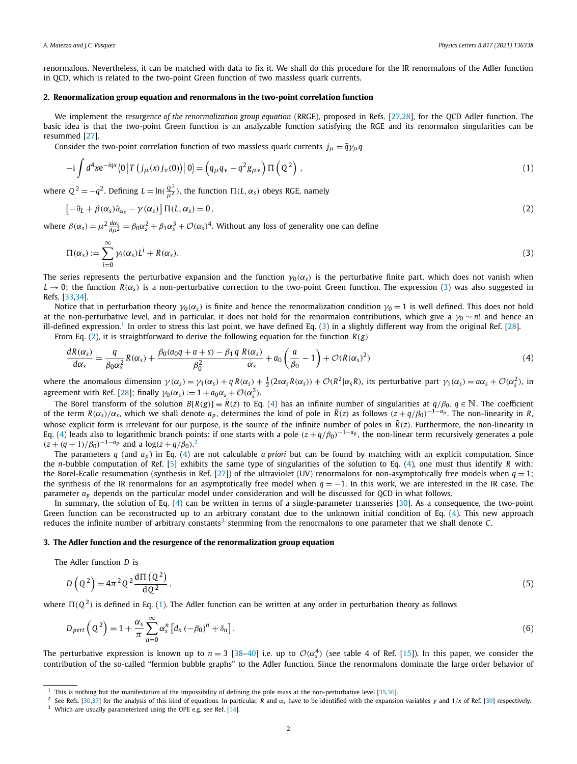renormalons. Nevertheless, it can be matched with data to fix it. We shall do this procedure for the IR renormalons of the Adler function in QCD, which is related to the two-point Green function of two massless quark currents.

## 2. Renormalization group equation and renormalons in the two-point correlation function

We implement the *resurgence of the renormalization group equation* (RRGE), proposed in Refs. [27,28], for the QCD Adler function. The basic idea is that the two-point Green function is an analyzable function satisfying the RGE and its renormalon singularities can be resummed [27].

Consider the two-point correlation function of two massless quark currents $j_\mu = \bar{q}\gamma_\mu q$

$$-\mathrm{i}\int d^4x e^{-iqx}\langle 0\left|T\left(j_\mu(x)j_\nu(0)\right)\right|0\rangle = \left(q_\mu q_\nu - q^2 g_{\mu\nu}\right)\Pi\left(Q^2\right), \tag{1}$$

where $Q^2 = -q^2$. Defining $L = \ln(\frac{Q^2}{\mu^2})$, the function $\Pi(L,\alpha_s)$ obeys RGE, namely

$$\left[-\partial_L + \beta(\alpha_s)\partial_{\alpha_s} - \gamma(\alpha_s)\right]\Pi(L,\alpha_s) = 0, \tag{2}$$

where $\beta(\alpha_s) = \mu^2\frac{d\alpha_s}{d\mu^2} = \beta_0\alpha_s^2 + \beta_1\alpha_s^3 + \mathcal{O}(\alpha_s)^4$. Without any loss of generality one can define

$$\Pi(\alpha_s) := \sum_{i=0}^{\infty}\gamma_i(\alpha_s)L^i + R(\alpha_s). \tag{3}$$

The series represents the perturbative expansion and the function $\gamma_0(\alpha_s)$ is the perturbative finite part, which does not vanish when $L \to 0$; the function $R(\alpha_s)$ is a non-perturbative correction to the two-point Green function. The expression (3) was also suggested in Refs. [33,34].

Notice that in perturbation theory $\gamma_0(\alpha_s)$ is finite and hence the renormalization condition $\gamma_0 = 1$ is well defined. This does not hold at the non-perturbative level, and in particular, it does not hold for the renormalon contributions, which give a $\gamma_0 \sim n!$ and hence an ill-defined expression.[1] In order to stress this last point, we have defined Eq. (3) in a slightly different way from the original Ref. [28].

From Eq. (2), it is straightforward to derive the following equation for the function $R(g)$

$$\frac{dR(\alpha_s)}{d\alpha_s} = \frac{q}{\beta_0\alpha_s^2}R(\alpha_s) + \frac{\beta_0(a_0 q + a + s) - \beta_1 q}{\beta_0^2}\frac{R(\alpha_s)}{\alpha_s} + a_0\left(\frac{a}{\beta_0} - 1\right) + \mathcal{O}(R(\alpha_s)^2) \tag{4}$$

where the anomalous dimension $\gamma(\alpha_s) = \gamma_1(\alpha_s) + q\,R(\alpha_s) + \frac{1}{2}(2s\alpha_s R(\alpha_s)) + \mathcal{O}(R^2|\alpha_s R)$, its perturbative part $\gamma_1(\alpha_s) = a\alpha_s + \mathcal{O}(\alpha_s^2)$, in agreement with Ref. [28]; finally $\gamma_0(\alpha_s) := 1 + a_0\alpha_s + \mathcal{O}(\alpha_s^2)$.

The Borel transform of the solution $B[R(g)] \equiv \tilde{R}(z)$ to Eq. (4) has an infinite number of singularities at $q/\beta_0$, $q \in \mathbb{N}$. The coefficient of the term $R(\alpha_s)/\alpha_s$, which we shall denote $a_p$, determines the kind of pole in $\tilde{R}(z)$ as follows $(z + q/\beta_0)^{-1-a_p}$. The non-linearity in $R$, whose explicit form is irrelevant for our purpose, is the source of the infinite number of poles in $\tilde{R}(z)$. Furthermore, the non-linearity in Eq. (4) leads also to logarithmic branch points: if one starts with a pole $(z + q/\beta_0)^{-1-a_p}$, the non-linear term recursively generates a pole $(z + (q+1)/\beta_0)^{-1-a_p}$ and a $\log(z + q/\beta_0)$.[2]

The parameters $q$ (and $a_p$) in Eq. (4) are not calculable *a priori* but can be found by matching with an explicit computation. Since the $n$-bubble computation of Ref. [5] exhibits the same type of singularities of the solution to Eq. (4), one must thus identify $R$ with: the Borel-Ecalle resummation (synthesis in Ref. [27]) of the ultraviolet (UV) renormalons for non-asymptotically free models when $q = 1$; the synthesis of the IR renormalons for an asymptotically free model when $q = -1$. In this work, we are interested in the IR case. The parameter $a_p$ depends on the particular model under consideration and will be discussed for QCD in what follows.

In summary, the solution of Eq. (4) can be written in terms of a single-parameter transseries [30]. As a consequence, the two-point Green function can be reconstructed up to an arbitrary constant due to the unknown initial condition of Eq. (4). This new approach reduces the infinite number of arbitrary constants[3] stemming from the renormalons to one parameter that we shall denote $C$.

## 3. The Adler function and the resurgence of the renormalization group equation

The Adler function $D$ is

$$D\left(Q^2\right) = 4\pi^2 Q^2\frac{\mathrm{d}\Pi\left(Q^2\right)}{\mathrm{d}Q^2}, \tag{5}$$

where $\Pi(Q^2)$ is defined in Eq. (1). The Adler function can be written at any order in perturbation theory as follows

$$D_{pert}\left(Q^2\right) = 1 + \frac{\alpha_s}{\pi}\sum_{n=0}^{\infty}\alpha_s^n\left[d_n\left(-\beta_0\right)^n + \delta_n\right]. \tag{6}$$

The perturbative expression is known up to $n = 3$ [38–40] i.e. up to $\mathcal{O}(\alpha_s^4)$ (see table 4 of Ref. [15]). In this paper, we consider the contribution of the so-called "fermion bubble graphs" to the Adler function. Since the renormalons dominate the large order behavior of

---

[1] This is nothing but the manifestation of the impossibility of defining the pole mass at the non-perturbative level [35,36].

[2] See Refs. [30,37] for the analysis of this kind of equations. In particular, $R$ and $\alpha_s$ have to be identified with the expansion variables $y$ and $1/x$ of Ref. [30] respectively.

[3] Which are usually parameterized using the OPE e.g. see Ref. [14].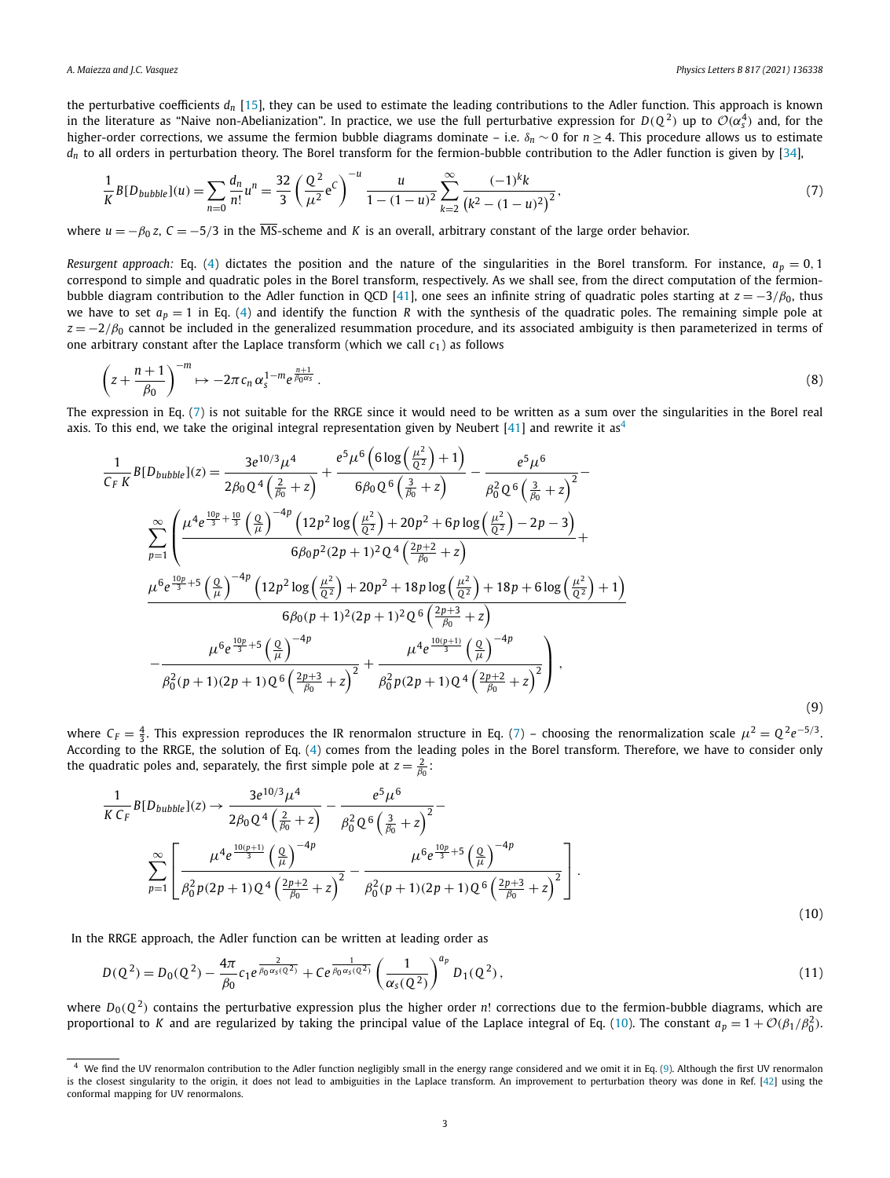the perturbative coefficients $d_n$ [15], they can be used to estimate the leading contributions to the Adler function. This approach is known in the literature as "Naive non-Abelianization". In practice, we use the full perturbative expression for $D(Q^2)$ up to $\mathcal{O}(\alpha_s^4)$ and, for the higher-order corrections, we assume the fermion bubble diagrams dominate – i.e. $\delta_n \sim 0$ for $n \geq 4$. This procedure allows us to estimate $d_n$ to all orders in perturbation theory. The Borel transform for the fermion-bubble contribution to the Adler function is given by [34],

$$\frac{1}{K} B[D_{bubble}](u) = \sum_{n=0} \frac{d_n}{n!} u^n = \frac{32}{3} \left(\frac{Q^2}{\mu^2} e^C\right)^{-u} \frac{u}{1-(1-u)^2} \sum_{k=2}^{\infty} \frac{(-1)^k k}{\left(k^2-(1-u)^2\right)^2}, \tag{7}$$

where $u = -\beta_0 z$, $C = -5/3$ in the $\overline{\text{MS}}$-scheme and $K$ is an overall, arbitrary constant of the large order behavior.

*Resurgent approach:* Eq. (4) dictates the position and the nature of the singularities in the Borel transform. For instance, $a_p = 0, 1$ correspond to simple and quadratic poles in the Borel transform, respectively. As we shall see, from the direct computation of the fermion-bubble diagram contribution to the Adler function in QCD [41], one sees an infinite string of quadratic poles starting at $z = -3/\beta_0$, thus we have to set $a_p = 1$ in Eq. (4) and identify the function $R$ with the synthesis of the quadratic poles. The remaining simple pole at $z = -2/\beta_0$ cannot be included in the generalized resummation procedure, and its associated ambiguity is then parameterized in terms of one arbitrary constant after the Laplace transform (which we call $c_1$) as follows

$$\left(z + \frac{n+1}{\beta_0}\right)^{-m} \mapsto -2\pi c_n \alpha_s^{1-m} e^{\frac{n+1}{\beta_0 \alpha_s}}. \tag{8}$$

The expression in Eq. (7) is not suitable for the RRGE since it would need to be written as a sum over the singularities in the Borel real axis. To this end, we take the original integral representation given by Neubert [41] and rewrite it as[4]

$$\begin{aligned}
\frac{1}{C_F K} B[D_{bubble}](z) = {} & \frac{3e^{10/3}\mu^4}{2\beta_0 Q^4\left(\frac{2}{\beta_0}+z\right)} + \frac{e^5\mu^6\left(6\log\left(\frac{\mu^2}{Q^2}\right)+1\right)}{6\beta_0 Q^6\left(\frac{3}{\beta_0}+z\right)} - \frac{e^5\mu^6}{\beta_0^2 Q^6\left(\frac{3}{\beta_0}+z\right)^2} - \\
& \sum_{p=1}^{\infty}\left(\frac{\mu^4 e^{\frac{10p}{3}+\frac{10}{3}}\left(\frac{Q}{\mu}\right)^{-4p}\left(12p^2\log\left(\frac{\mu^2}{Q^2}\right)+20p^2+6p\log\left(\frac{\mu^2}{Q^2}\right)-2p-3\right)}{6\beta_0 p^2(2p+1)^2 Q^4\left(\frac{2p+2}{\beta_0}+z\right)} + \right. \\
& \frac{\mu^6 e^{\frac{10p}{3}+5}\left(\frac{Q}{\mu}\right)^{-4p}\left(12p^2\log\left(\frac{\mu^2}{Q^2}\right)+20p^2+18p\log\left(\frac{\mu^2}{Q^2}\right)+18p+6\log\left(\frac{\mu^2}{Q^2}\right)+1\right)}{6\beta_0(p+1)^2(2p+1)^2 Q^6\left(\frac{2p+3}{\beta_0}+z\right)} \\
& \left. -\frac{\mu^6 e^{\frac{10p}{3}+5}\left(\frac{Q}{\mu}\right)^{-4p}}{\beta_0^2(p+1)(2p+1)Q^6\left(\frac{2p+3}{\beta_0}+z\right)^2} + \frac{\mu^4 e^{\frac{10(p+1)}{3}}\left(\frac{Q}{\mu}\right)^{-4p}}{\beta_0^2 p(2p+1)Q^4\left(\frac{2p+2}{\beta_0}+z\right)^2}\right),
\end{aligned} \tag{9}$$

where $C_F = \frac{4}{3}$. This expression reproduces the IR renormalon structure in Eq. (7) – choosing the renormalization scale $\mu^2 = Q^2 e^{-5/3}$. According to the RRGE, the solution of Eq. (4) comes from the leading poles in the Borel transform. Therefore, we have to consider only the quadratic poles and, separately, the first simple pole at $z = \frac{2}{\beta_0}$:

$$\begin{aligned}
\frac{1}{K\,C_F} B[D_{bubble}](z) \to {} & \frac{3e^{10/3}\mu^4}{2\beta_0 Q^4\left(\frac{2}{\beta_0}+z\right)} - \frac{e^5\mu^6}{\beta_0^2 Q^6\left(\frac{3}{\beta_0}+z\right)^2} - \\
& \sum_{p=1}^{\infty}\left[\frac{\mu^4 e^{\frac{10(p+1)}{3}}\left(\frac{Q}{\mu}\right)^{-4p}}{\beta_0^2 p(2p+1)Q^4\left(\frac{2p+2}{\beta_0}+z\right)^2} - \frac{\mu^6 e^{\frac{10p}{3}+5}\left(\frac{Q}{\mu}\right)^{-4p}}{\beta_0^2(p+1)(2p+1)Q^6\left(\frac{2p+3}{\beta_0}+z\right)^2}\right].
\end{aligned} \tag{10}$$

In the RRGE approach, the Adler function can be written at leading order as

$$D(Q^2) = D_0(Q^2) - \frac{4\pi}{\beta_0} c_1 e^{\frac{2}{\beta_0 \alpha_s(Q^2)}} + C e^{\frac{1}{\beta_0 \alpha_s(Q^2)}} \left(\frac{1}{\alpha_s(Q^2)}\right)^{a_p} D_1(Q^2), \tag{11}$$

where $D_0(Q^2)$ contains the perturbative expression plus the higher order $n!$ corrections due to the fermion-bubble diagrams, which are proportional to $K$ and are regularized by taking the principal value of the Laplace integral of Eq. (10). The constant $a_p = 1 + \mathcal{O}(\beta_1/\beta_0^2)$.

[4] We find the UV renormalon contribution to the Adler function negligibly small in the energy range considered and we omit it in Eq. (9). Although the first UV renormalon is the closest singularity to the origin, it does not lead to ambiguities in the Laplace transform. An improvement to perturbation theory was done in Ref. [42] using the conformal mapping for UV renormalons.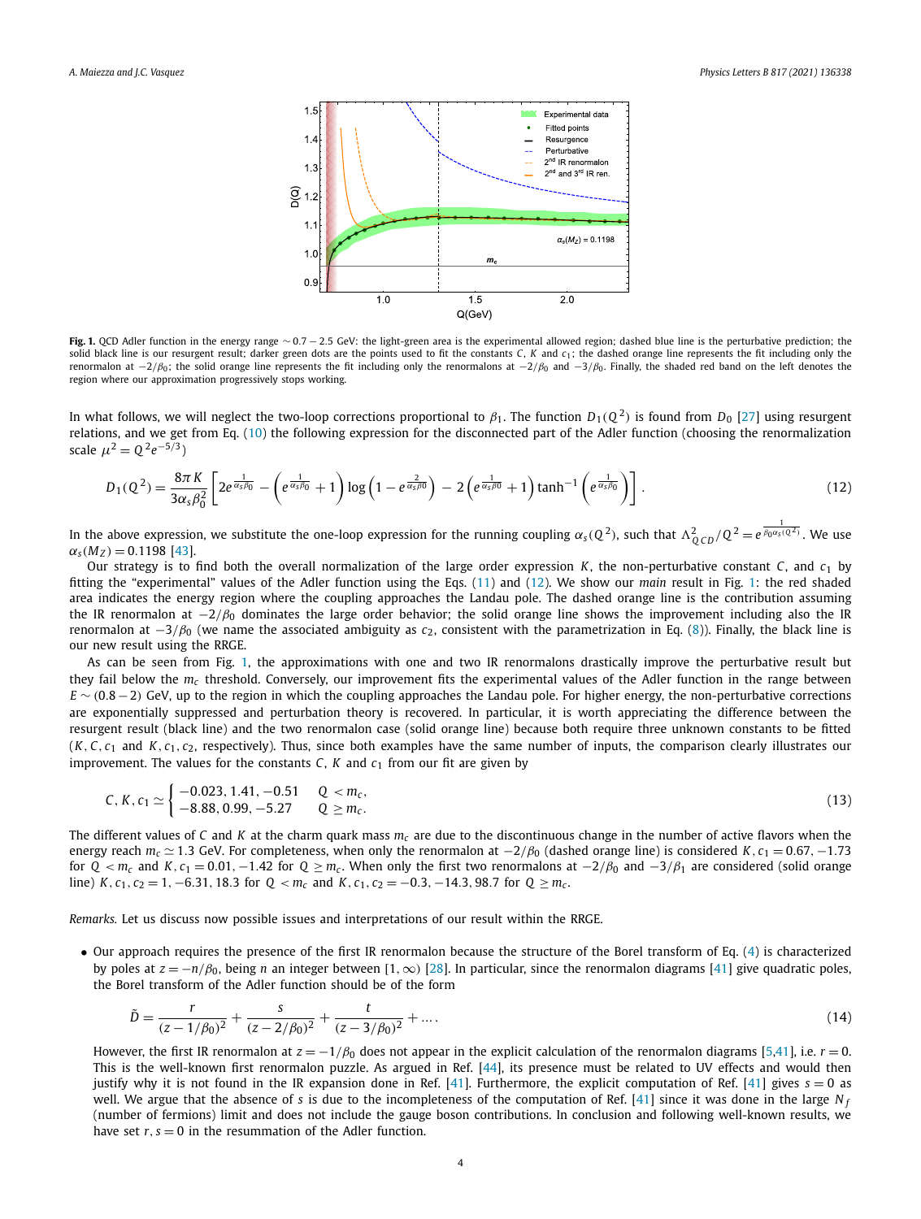**Fig. 1.** QCD Adler function in the energy range $\sim 0.7-2.5$ GeV: the light-green area is the experimental allowed region; dashed blue line is the perturbative prediction; the solid black line is our resurgent result; darker green dots are the points used to fit the constants $C$, $K$ and $c_1$; the dashed orange line represents the fit including only the renormalon at $-2/\beta_0$; the solid orange line represents the fit including only the renormalons at $-2/\beta_0$ and $-3/\beta_0$. Finally, the shaded red band on the left denotes the region where our approximation progressively stops working.

In what follows, we will neglect the two-loop corrections proportional to $\beta_1$. The function $D_1(Q^2)$ is found from $D_0$ [27] using resurgent relations, and we get from Eq. (10) the following expression for the disconnected part of the Adler function (choosing the renormalization scale $\mu^2 = Q^2 e^{-5/3}$)

$$D_1(Q^2) = \frac{8\pi K}{3\alpha_s \beta_0^2}\left[2e^{\frac{1}{\alpha_s\beta_0}} - \left(e^{\frac{1}{\alpha_s\beta_0}}+1\right)\log\left(1-e^{\frac{2}{\alpha_s\beta_0}}\right) - 2\left(e^{\frac{1}{\alpha_s\beta_0}}+1\right)\tanh^{-1}\left(e^{\frac{1}{\alpha_s\beta_0}}\right)\right]. \tag{12}$$

In the above expression, we substitute the one-loop expression for the running coupling $\alpha_s(Q^2)$, such that $\Lambda^2_{QCD}/Q^2 = e^{\frac{1}{\beta_0\alpha_s(Q^2)}}$. We use $\alpha_s(M_Z) = 0.1198$ [43].

Our strategy is to find both the overall normalization of the large order expression $K$, the non-perturbative constant $C$, and $c_1$ by fitting the "experimental" values of the Adler function using the Eqs. (11) and (12). We show our *main* result in Fig. 1: the red shaded area indicates the energy region where the coupling approaches the Landau pole. The dashed orange line is the contribution assuming the IR renormalon at $-2/\beta_0$ dominates the large order behavior; the solid orange line shows the improvement including also the IR renormalon at $-3/\beta_0$ (we name the associated ambiguity as $c_2$, consistent with the parametrization in Eq. (8)). Finally, the black line is our new result using the RRGE.

As can be seen from Fig. 1, the approximations with one and two IR renormalons drastically improve the perturbative result but they fail below the $m_c$ threshold. Conversely, our improvement fits the experimental values of the Adler function in the range between $E \sim (0.8-2)$ GeV, up to the region in which the coupling approaches the Landau pole. For higher energy, the non-perturbative corrections are exponentially suppressed and perturbation theory is recovered. In particular, it is worth appreciating the difference between the resurgent result (black line) and the two renormalon case (solid orange line) because both require three unknown constants to be fitted ($K, C, c_1$ and $K, c_1, c_2$, respectively). Thus, since both examples have the same number of inputs, the comparison clearly illustrates our improvement. The values for the constants $C$, $K$ and $c_1$ from our fit are given by

$$C, K, c_1 \simeq \begin{cases} -0.023, 1.41, -0.51 & Q < m_c, \\ -8.88, 0.99, -5.27 & Q \geq m_c. \end{cases} \tag{13}$$

The different values of $C$ and $K$ at the charm quark mass $m_c$ are due to the discontinuous change in the number of active flavors when the energy reach $m_c \simeq 1.3$ GeV. For completeness, when only the renormalon at $-2/\beta_0$ (dashed orange line) is considered $K, c_1 = 0.67, -1.73$ for $Q < m_c$ and $K, c_1 = 0.01, -1.42$ for $Q \geq m_c$. When only the first two renormalons at $-2/\beta_0$ and $-3/\beta_1$ are considered (solid orange line) $K, c_1, c_2 = 1, -6.31, 18.3$ for $Q < m_c$ and $K, c_1, c_2 = -0.3, -14.3, 98.7$ for $Q \geq m_c$.

*Remarks.* Let us discuss now possible issues and interpretations of our result within the RRGE.

- Our approach requires the presence of the first IR renormalon because the structure of the Borel transform of Eq. (4) is characterized by poles at $z = -n/\beta_0$, being $n$ an integer between $[1, \infty)$ [28]. In particular, since the renormalon diagrams [41] give quadratic poles, the Borel transform of the Adler function should be of the form

$$\tilde{D} = \frac{r}{(z-1/\beta_0)^2} + \frac{s}{(z-2/\beta_0)^2} + \frac{t}{(z-3/\beta_0)^2} + \dots. \tag{14}$$

  However, the first IR renormalon at $z = -1/\beta_0$ does not appear in the explicit calculation of the renormalon diagrams [5,41], i.e. $r = 0$. This is the well-known first renormalon puzzle. As argued in Ref. [44], its presence must be related to UV effects and would then justify why it is not found in the IR expansion done in Ref. [41]. Furthermore, the explicit computation of Ref. [41] gives $s = 0$ as well. We argue that the absence of $s$ is due to the incompleteness of the computation of Ref. [41] since it was done in the large $N_f$ (number of fermions) limit and does not include the gauge boson contributions. In conclusion and following well-known results, we have set $r, s = 0$ in the resummation of the Adler function.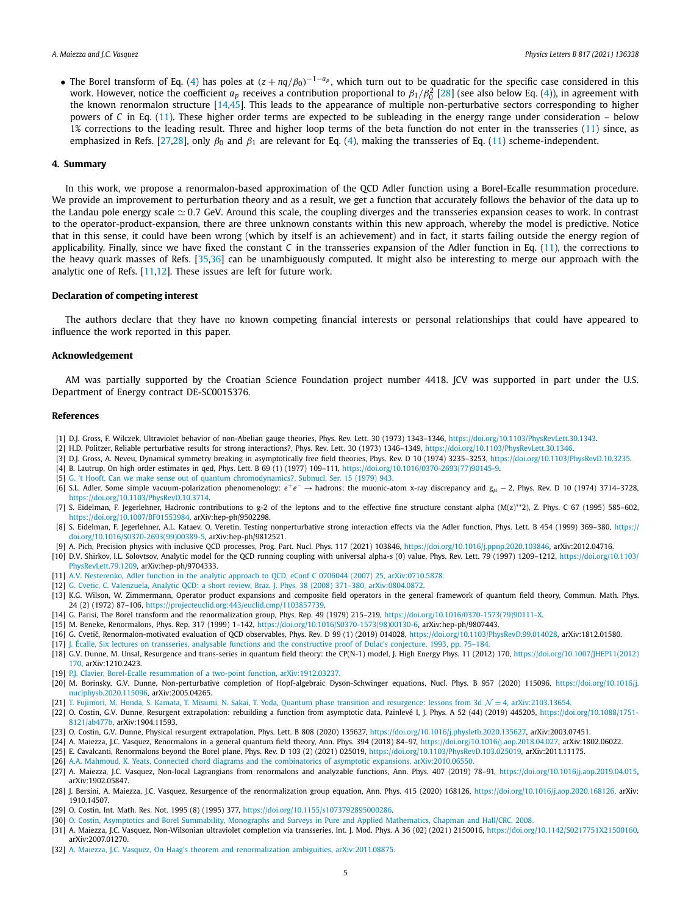- The Borel transform of Eq. (4) has poles at $(z + nq/\beta_0)^{-1-a_p}$, which turn out to be quadratic for the specific case considered in this work. However, notice the coefficient $a_p$ receives a contribution proportional to $\beta_1/\beta_0^2$ [28] (see also below Eq. (4)), in agreement with the known renormalon structure [14,45]. This leads to the appearance of multiple non-perturbative sectors corresponding to higher powers of $C$ in Eq. (11). These higher order terms are expected to be subleading in the energy range under consideration – below 1% corrections to the leading result. Three and higher loop terms of the beta function do not enter in the transseries (11) since, as emphasized in Refs. [27,28], only $\beta_0$ and $\beta_1$ are relevant for Eq. (4), making the transseries of Eq. (11) scheme-independent.

## 4. Summary

In this work, we propose a renormalon-based approximation of the QCD Adler function using a Borel-Ecalle resummation procedure. We provide an improvement to perturbation theory and as a result, we get a function that accurately follows the behavior of the data up to the Landau pole energy scale $\simeq 0.7$ GeV. Around this scale, the coupling diverges and the transseries expansion ceases to work. In contrast to the operator-product-expansion, there are three unknown constants within this new approach, whereby the model is predictive. Notice that in this sense, it could have been wrong (which by itself is an achievement) and in fact, it starts failing outside the energy region of applicability. Finally, since we have fixed the constant $C$ in the transseries expansion of the Adler function in Eq. (11), the corrections to the heavy quark masses of Refs. [35,36] can be unambiguously computed. It might also be interesting to merge our approach with the analytic one of Refs. [11,12]. These issues are left for future work.

### Declaration of competing interest

The authors declare that they have no known competing financial interests or personal relationships that could have appeared to influence the work reported in this paper.

### Acknowledgement

AM was partially supported by the Croatian Science Foundation project number 4418. JCV was supported in part under the U.S. Department of Energy contract DE-SC0015376.

### References

[1] D.J. Gross, F. Wilczek, Ultraviolet behavior of non-Abelian gauge theories, Phys. Rev. Lett. 30 (1973) 1343–1346, https://doi.org/10.1103/PhysRevLett.30.1343.

[2] H.D. Politzer, Reliable perturbative results for strong interactions?, Phys. Rev. Lett. 30 (1973) 1346–1349, https://doi.org/10.1103/PhysRevLett.30.1346.

[3] D.J. Gross, A. Neveu, Dynamical symmetry breaking in asymptotically free field theories, Phys. Rev. D 10 (1974) 3235–3253, https://doi.org/10.1103/PhysRevD.10.3235.

[4] B. Lautrup, On high order estimates in qed, Phys. Lett. B 69 (1) (1977) 109–111, https://doi.org/10.1016/0370-2693(77)90145-9.

[5] G. 't Hooft, Can we make sense out of quantum chromodynamics?, Subnucl. Ser. 15 (1979) 943.

[6] S.L. Adler, Some simple vacuum-polarization phenomenology: $e^+e^- \rightarrow$ hadrons; the muonic-atom x-ray discrepancy and $g_\mu - 2$, Phys. Rev. D 10 (1974) 3714–3728, https://doi.org/10.1103/PhysRevD.10.3714.

[7] S. Eidelman, F. Jegerlehner, Hadronic contributions to g-2 of the leptons and to the effective fine structure constant alpha (M(z)**2), Z. Phys. C 67 (1995) 585–602, https://doi.org/10.1007/BF01553984, arXiv:hep-ph/9502298.

[8] S. Eidelman, F. Jegerlehner, A.L. Kataev, O. Veretin, Testing nonperturbative strong interaction effects via the Adler function, Phys. Lett. B 454 (1999) 369–380, https://doi.org/10.1016/S0370-2693(99)00389-5, arXiv:hep-ph/9812521.

[9] A. Pich, Precision physics with inclusive QCD processes, Prog. Part. Nucl. Phys. 117 (2021) 103846, https://doi.org/10.1016/j.ppnp.2020.103846, arXiv:2012.04716.

[10] D.V. Shirkov, I.L. Solovtsov, Analytic model for the QCD running coupling with universal alpha-s (0) value, Phys. Rev. Lett. 79 (1997) 1209–1212, https://doi.org/10.1103/PhysRevLett.79.1209, arXiv:hep-ph/9704333.

[11] A.V. Nesterenko, Adler function in the analytic approach to QCD, eConf C 0706044 (2007) 25, arXiv:0710.5878.

[12] G. Cvetic, C. Valenzuela, Analytic QCD: a short review, Braz. J. Phys. 38 (2008) 371–380, arXiv:0804.0872.

[13] K.G. Wilson, W. Zimmermann, Operator product expansions and composite field operators in the general framework of quantum field theory, Commun. Math. Phys. 24 (2) (1972) 87–106, https://projecteuclid.org:443/euclid.cmp/1103857739.

[14] G. Parisi, The Borel transform and the renormalization group, Phys. Rep. 49 (1979) 215–219, https://doi.org/10.1016/0370-1573(79)90111-X.

[15] M. Beneke, Renormalons, Phys. Rep. 317 (1999) 1–142, https://doi.org/10.1016/S0370-1573(98)00130-6, arXiv:hep-ph/9807443.

[16] G. Cvetič, Renormalon-motivated evaluation of QCD observables, Phys. Rev. D 99 (1) (2019) 014028, https://doi.org/10.1103/PhysRevD.99.014028, arXiv:1812.01580.

[17] J. Écalle, Six lectures on transseries, analysable functions and the constructive proof of Dulac's conjecture, 1993, pp. 75–184.

[18] G.V. Dunne, M. Unsal, Resurgence and trans-series in quantum field theory: the CP(N-1) model, J. High Energy Phys. 11 (2012) 170, https://doi.org/10.1007/JHEP11(2012)170, arXiv:1210.2423.

[19] P.J. Clavier, Borel-Ecalle resummation of a two-point function, arXiv:1912.03237.

[20] M. Borinsky, G.V. Dunne, Non-perturbative completion of Hopf-algebraic Dyson-Schwinger equations, Nucl. Phys. B 957 (2020) 115096, https://doi.org/10.1016/j.nuclphysb.2020.115096, arXiv:2005.04265.

[21] T. Fujimori, M. Honda, S. Kamata, T. Misumi, N. Sakai, T. Yoda, Quantum phase transition and resurgence: lessons from 3d $\mathcal{N}=4$, arXiv:2103.13654.

[22] O. Costin, G.V. Dunne, Resurgent extrapolation: rebuilding a function from asymptotic data. Painlevé I, J. Phys. A 52 (44) (2019) 445205, https://doi.org/10.1088/1751-8121/ab477b, arXiv:1904.11593.

[23] O. Costin, G.V. Dunne, Physical resurgent extrapolation, Phys. Lett. B 808 (2020) 135627, https://doi.org/10.1016/j.physletb.2020.135627, arXiv:2003.07451.

[24] A. Maiezza, J.C. Vasquez, Renormalons in a general quantum field theory, Ann. Phys. 394 (2018) 84–97, https://doi.org/10.1016/j.aop.2018.04.027, arXiv:1802.06022.

[25] E. Cavalcanti, Renormalons beyond the Borel plane, Phys. Rev. D 103 (2) (2021) 025019, https://doi.org/10.1103/PhysRevD.103.025019, arXiv:2011.11175.

[26] A.A. Mahmoud, K. Yeats, Connected chord diagrams and the combinatorics of asymptotic expansions, arXiv:2010.06550.

[27] A. Maiezza, J.C. Vasquez, Non-local Lagrangians from renormalons and analyzable functions, Ann. Phys. 407 (2019) 78–91, https://doi.org/10.1016/j.aop.2019.04.015, arXiv:1902.05847.

[28] J. Bersini, A. Maiezza, J.C. Vasquez, Resurgence of the renormalization group equation, Ann. Phys. 415 (2020) 168126, https://doi.org/10.1016/j.aop.2020.168126, arXiv:1910.14507.

[29] O. Costin, Int. Math. Res. Not. 1995 (8) (1995) 377, https://doi.org/10.1155/s1073792895000286.

[30] O. Costin, Asymptotics and Borel Summability, Monographs and Surveys in Pure and Applied Mathematics, Chapman and Hall/CRC, 2008.

[31] A. Maiezza, J.C. Vasquez, Non-Wilsonian ultraviolet completion via transseries, Int. J. Mod. Phys. A 36 (02) (2021) 2150016, https://doi.org/10.1142/S0217751X21500160, arXiv:2007.01270.

[32] A. Maiezza, J.C. Vasquez, On Haag's theorem and renormalization ambiguities, arXiv:2011.08875.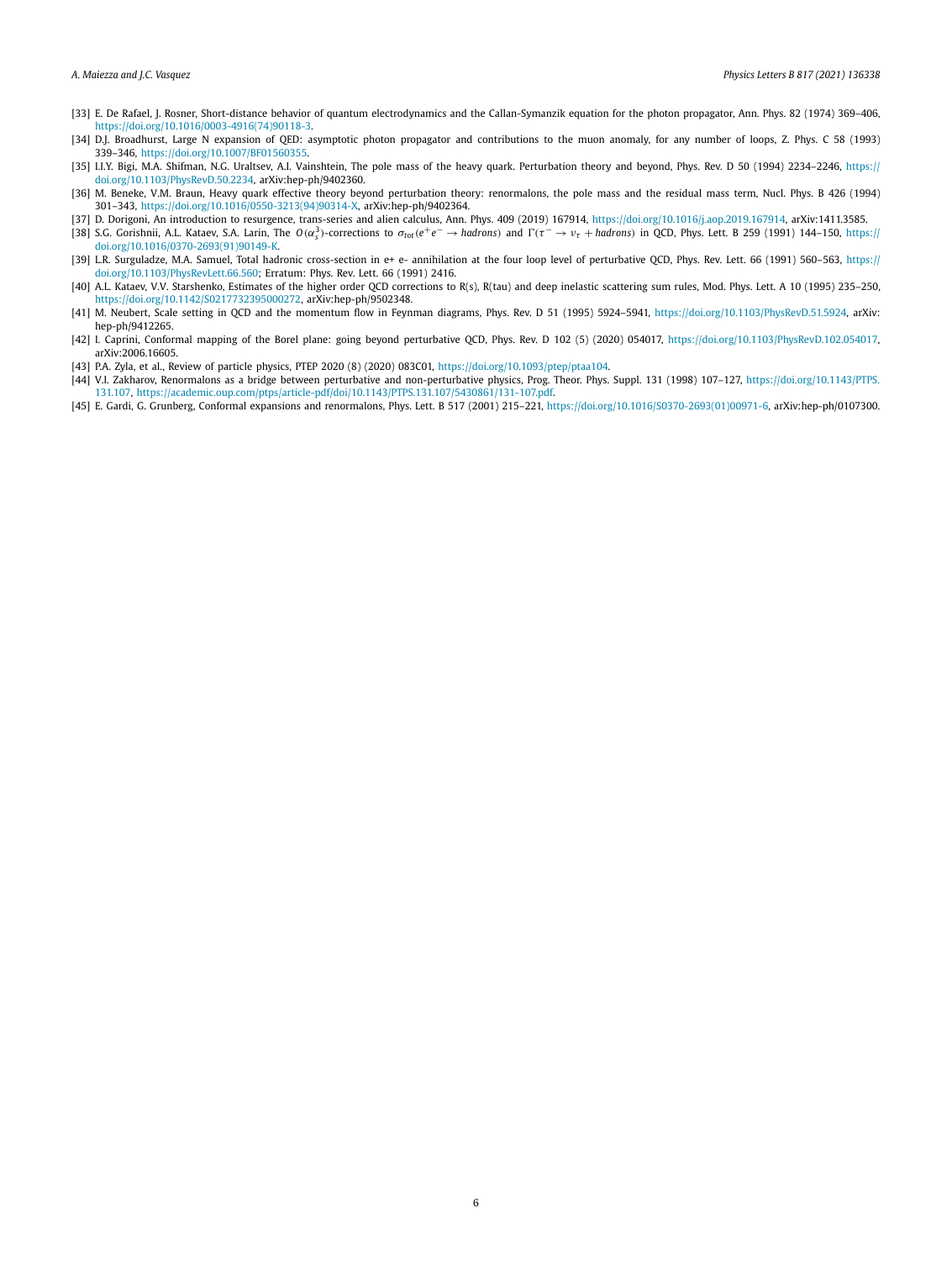[33] E. De Rafael, J. Rosner, Short-distance behavior of quantum electrodynamics and the Callan-Symanzik equation for the photon propagator, Ann. Phys. 82 (1974) 369–406, https://doi.org/10.1016/0003-4916(74)90118-3.

[34] D.J. Broadhurst, Large N expansion of QED: asymptotic photon propagator and contributions to the muon anomaly, for any number of loops, Z. Phys. C 58 (1993) 339–346, https://doi.org/10.1007/BF01560355.

[35] I.I.Y. Bigi, M.A. Shifman, N.G. Uraltsev, A.I. Vainshtein, The pole mass of the heavy quark. Perturbation theory and beyond, Phys. Rev. D 50 (1994) 2234–2246, https://doi.org/10.1103/PhysRevD.50.2234, arXiv:hep-ph/9402360.

[36] M. Beneke, V.M. Braun, Heavy quark effective theory beyond perturbation theory: renormalons, the pole mass and the residual mass term, Nucl. Phys. B 426 (1994) 301–343, https://doi.org/10.1016/0550-3213(94)90314-X, arXiv:hep-ph/9402364.

[37] D. Dorigoni, An introduction to resurgence, trans-series and alien calculus, Ann. Phys. 409 (2019) 167914, https://doi.org/10.1016/j.aop.2019.167914, arXiv:1411.3585.

[38] S.G. Gorishnii, A.L. Kataev, S.A. Larin, The $O(\alpha_s^3)$-corrections to $\sigma_{tot}(e^+e^- \rightarrow hadrons)$ and $\Gamma(\tau^- \rightarrow \nu_\tau + hadrons)$ in QCD, Phys. Lett. B 259 (1991) 144–150, https://doi.org/10.1016/0370-2693(91)90149-K.

[39] L.R. Surguladze, M.A. Samuel, Total hadronic cross-section in e+ e- annihilation at the four loop level of perturbative QCD, Phys. Rev. Lett. 66 (1991) 560–563, https://doi.org/10.1103/PhysRevLett.66.560; Erratum: Phys. Rev. Lett. 66 (1991) 2416.

[40] A.L. Kataev, V.V. Starshenko, Estimates of the higher order QCD corrections to R(s), R(tau) and deep inelastic scattering sum rules, Mod. Phys. Lett. A 10 (1995) 235–250, https://doi.org/10.1142/S0217732395000272, arXiv:hep-ph/9502348.

[41] M. Neubert, Scale setting in QCD and the momentum flow in Feynman diagrams, Phys. Rev. D 51 (1995) 5924–5941, https://doi.org/10.1103/PhysRevD.51.5924, arXiv:hep-ph/9412265.

[42] I. Caprini, Conformal mapping of the Borel plane: going beyond perturbative QCD, Phys. Rev. D 102 (5) (2020) 054017, https://doi.org/10.1103/PhysRevD.102.054017, arXiv:2006.16605.

[43] P.A. Zyla, et al., Review of particle physics, PTEP 2020 (8) (2020) 083C01, https://doi.org/10.1093/ptep/ptaa104.

[44] V.I. Zakharov, Renormalons as a bridge between perturbative and non-perturbative physics, Prog. Theor. Phys. Suppl. 131 (1998) 107–127, https://doi.org/10.1143/PTPS.131.107, https://academic.oup.com/ptps/article-pdf/doi/10.1143/PTPS.131.107/5430861/131-107.pdf.

[45] E. Gardi, G. Grunberg, Conformal expansions and renormalons, Phys. Lett. B 517 (2001) 215–221, https://doi.org/10.1016/S0370-2693(01)00971-6, arXiv:hep-ph/0107300.